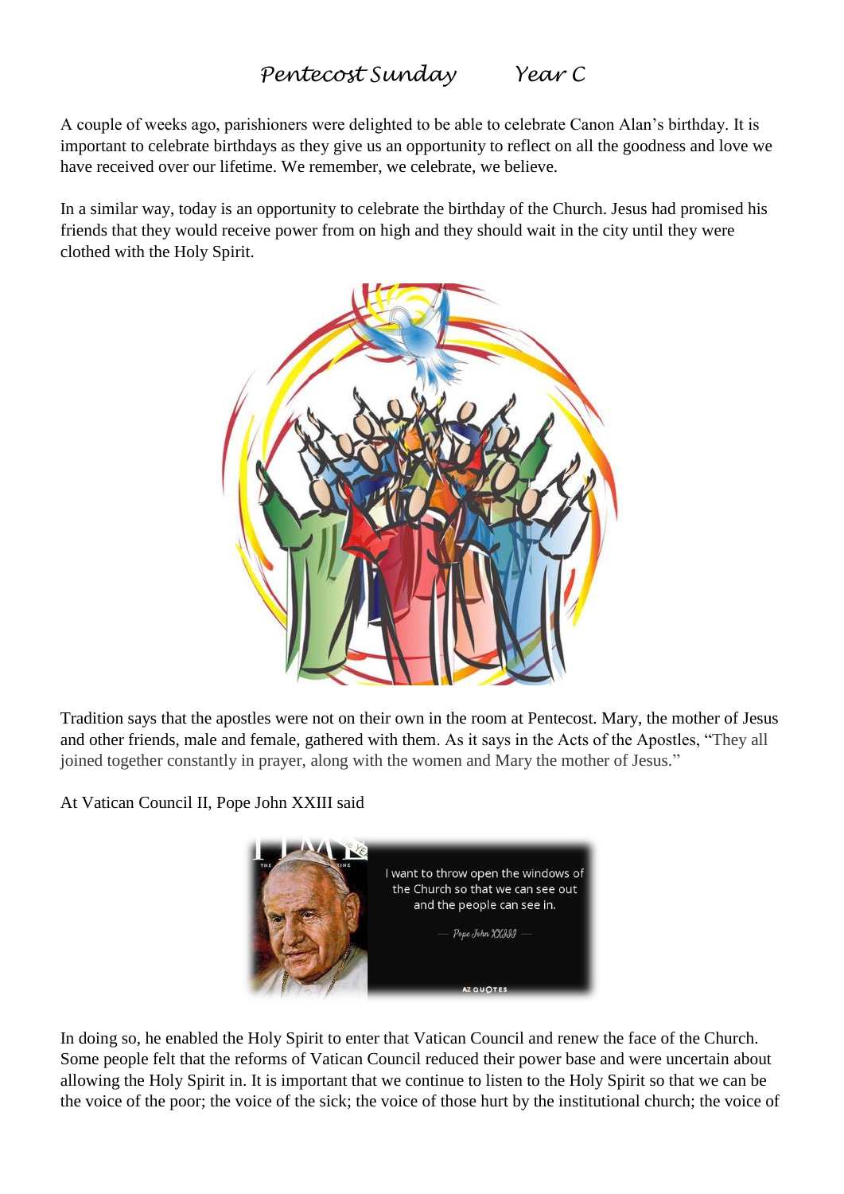# Pentecost Sunday Year C

A couple of weeks ago, parishioners were delighted to be able to celebrate Canon Alan's birthday. It is important to celebrate birthdays as they give us an opportunity to reflect on all the goodness and love we have received over our lifetime. We remember, we celebrate, we believe.

In a similar way, today is an opportunity to celebrate the birthday of the Church. Jesus had promised his friends that they would receive power from on high and they should wait in the city until they were clothed with the Holy Spirit.

Tradition says that the apostles were not on their own in the room at Pentecost. Mary, the mother of Jesus and other friends, male and female, gathered with them. As it says in the Acts of the Apostles, "They all joined together constantly in prayer, along with the women and Mary the mother of Jesus."

At Vatican Council II, Pope John XXIII said

I want to throw open the windows of the Church so that we can see out and the people can see in.

— Pope John XXIII —

In doing so, he enabled the Holy Spirit to enter that Vatican Council and renew the face of the Church. Some people felt that the reforms of Vatican Council reduced their power base and were uncertain about allowing the Holy Spirit in. It is important that we continue to listen to the Holy Spirit so that we can be the voice of the poor; the voice of the sick; the voice of those hurt by the institutional church; the voice of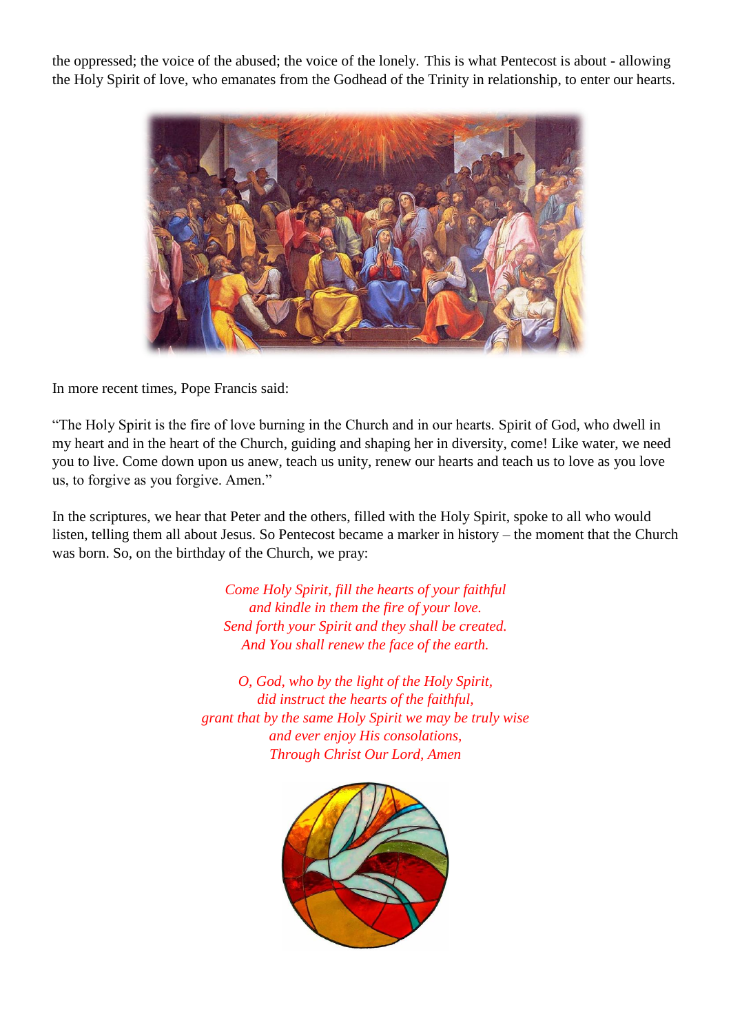the oppressed; the voice of the abused; the voice of the lonely. This is what Pentecost is about - allowing the Holy Spirit of love, who emanates from the Godhead of the Trinity in relationship, to enter our hearts.

In more recent times, Pope Francis said:

"The Holy Spirit is the fire of love burning in the Church and in our hearts. Spirit of God, who dwell in my heart and in the heart of the Church, guiding and shaping her in diversity, come! Like water, we need you to live. Come down upon us anew, teach us unity, renew our hearts and teach us to love as you love us, to forgive as you forgive. Amen."

In the scriptures, we hear that Peter and the others, filled with the Holy Spirit, spoke to all who would listen, telling them all about Jesus. So Pentecost became a marker in history – the moment that the Church was born. So, on the birthday of the Church, we pray:

*Come Holy Spirit, fill the hearts of your faithful*
*and kindle in them the fire of your love.*
*Send forth your Spirit and they shall be created.*
*And You shall renew the face of the earth.*

*O, God, who by the light of the Holy Spirit,*
*did instruct the hearts of the faithful,*
*grant that by the same Holy Spirit we may be truly wise*
*and ever enjoy His consolations,*
*Through Christ Our Lord, Amen*